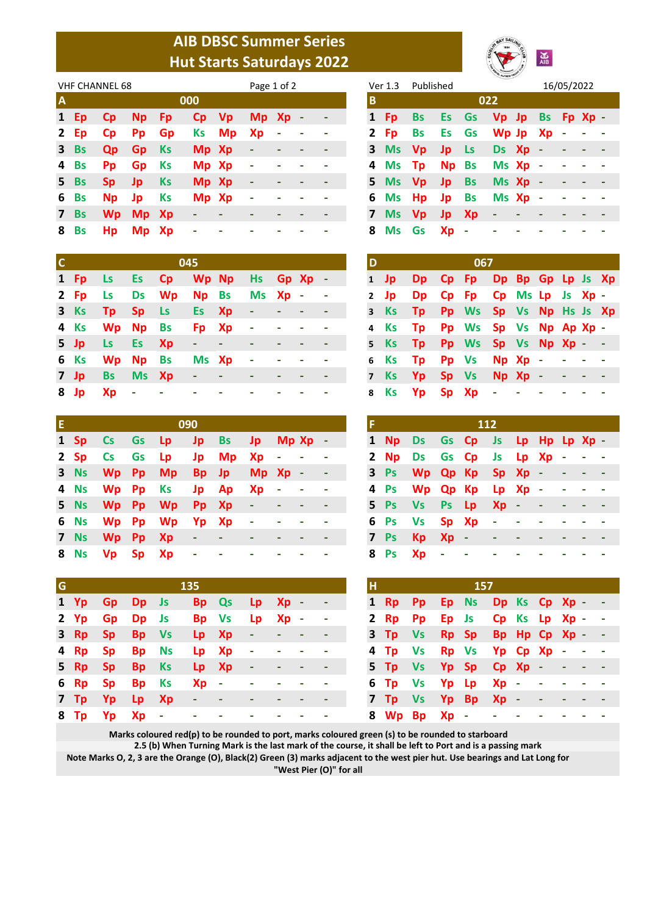# AIB DBSC Summer Series
# Hut Starts Saturdays 2022

VHF CHANNEL 68 | Ver 1.3 | Published | 16/05/2022

| A | | | | 000 | | | | | |
|---|---|---|---|---|---|---|---|---|---|
| 1 | Ep | Cp | Np | Fp | Cp | Vp | Mp | Xp | - | - |
| 2 | Ep | Cp | Pp | Gp | Ks | Mp | Xp | - | - | - |
| 3 | Bs | Qp | Gp | Ks | Mp | Xp | - | - | - | - |
| 4 | Bs | Pp | Gp | Ks | Mp | Xp | - | - | - | - |
| 5 | Bs | Sp | Jp | Ks | Mp | Xp | - | - | - | - |
| 6 | Bs | Np | Jp | Ks | Mp | Xp | - | - | - | - |
| 7 | Bs | Wp | Mp | Xp | - | - | - | - | - | - |
| 8 | Bs | Hp | Mp | Xp | - | - | - | - | - | - |

| B | | | | 022 | | | | | | |
|---|---|---|---|---|---|---|---|---|---|---|
| 1 | Fp | Bs | Es | Gs | Vp | Jp | Bs | Fp | Xp | - |
| 2 | Fp | Bs | Es | Gs | Wp | Jp | Xp | - | - | - |
| 3 | Ms | Vp | Jp | Ls | Ds | Xp | - | - | - | - |
| 4 | Ms | Tp | Np | Bs | Ms | Xp | - | - | - | - |
| 5 | Ms | Vp | Jp | Bs | Ms | Xp | - | - | - | - |
| 6 | Ms | Hp | Jp | Bs | Ms | Xp | - | - | - | - |
| 7 | Ms | Vp | Jp | Xp | - | - | - | - | - | - |
| 8 | Ms | Gs | Xp | - | - | - | - | - | - | - |

| C | | | | 045 | | | | | | |
|---|---|---|---|---|---|---|---|---|---|---|
| 1 | Fp | Ls | Es | Cp | Wp | Np | Hs | Gp | Xp | - |
| 2 | Fp | Ls | Ds | Wp | Np | Bs | Ms | Xp | - | - |
| 3 | Ks | Tp | Sp | Ls | Es | Xp | - | - | - | - |
| 4 | Ks | Wp | Np | Bs | Fp | Xp | - | - | - | - |
| 5 | Jp | Ls | Es | Xp | - | - | - | - | - | - |
| 6 | Ks | Wp | Np | Bs | Ms | Xp | - | - | - | - |
| 7 | Jp | Bs | Ms | Xp | - | - | - | - | - | - |
| 8 | Jp | Xp | - | - | - | - | - | - | - | - |

| D | | | | 067 | | | | | | |
|---|---|---|---|---|---|---|---|---|---|---|
| 1 | Jp | Dp | Cp | Fp | Dp | Bp | Gp | Lp | Js | Xp |
| 2 | Jp | Dp | Cp | Fp | Cp | Ms | Lp | Js | Xp | - |
| 3 | Ks | Tp | Pp | Ws | Sp | Vs | Np | Hs | Js | Xp |
| 4 | Ks | Tp | Pp | Ws | Sp | Vs | Np | Ap | Xp | - |
| 5 | Ks | Tp | Pp | Ws | Sp | Vs | Np | Xp | - | - |
| 6 | Ks | Tp | Pp | Vs | Np | Xp | - | - | - | - |
| 7 | Ks | Yp | Sp | Vs | Np | Xp | - | - | - | - |
| 8 | Ks | Yp | Sp | Xp | - | - | - | - | - | - |

| E | | | | 090 | | | | | | |
|---|---|---|---|---|---|---|---|---|---|---|
| 1 | Sp | Cs | Gs | Lp | Jp | Bs | Jp | Mp | Xp | - |
| 2 | Sp | Cs | Gs | Lp | Jp | Mp | Xp | - | - | - |
| 3 | Ns | Wp | Pp | Mp | Bp | Jp | Mp | Xp | - | - |
| 4 | Ns | Wp | Pp | Ks | Jp | Ap | Xp | - | - | - |
| 5 | Ns | Wp | Pp | Wp | Pp | Xp | - | - | - | - |
| 6 | Ns | Wp | Pp | Wp | Yp | Xp | - | - | - | - |
| 7 | Ns | Wp | Pp | Xp | - | - | - | - | - | - |
| 8 | Ns | Vp | Sp | Xp | - | - | - | - | - | - |

| F | | | | 112 | | | | | | |
|---|---|---|---|---|---|---|---|---|---|---|
| 1 | Np | Ds | Gs | Cp | Js | Lp | Hp | Lp | Xp | - |
| 2 | Np | Ds | Gs | Cp | Js | Lp | Xp | - | - | - |
| 3 | Ps | Wp | Qp | Kp | Sp | Xp | - | - | - | - |
| 4 | Ps | Wp | Qp | Kp | Lp | Xp | - | - | - | - |
| 5 | Ps | Vs | Ps | Lp | Xp | - | - | - | - | - |
| 6 | Ps | Vs | Sp | Xp | - | - | - | - | - | - |
| 7 | Ps | Kp | Xp | - | - | - | - | - | - | - |
| 8 | Ps | Xp | - | - | - | - | - | - | - | - |

| G | | | | 135 | | | | | | |
|---|---|---|---|---|---|---|---|---|---|---|
| 1 | Yp | Gp | Dp | Js | Bp | Qs | Lp | Xp | - | - |
| 2 | Yp | Gp | Dp | Js | Bp | Vs | Lp | Xp | - | - |
| 3 | Rp | Sp | Bp | Vs | Lp | Xp | - | - | - | - |
| 4 | Rp | Sp | Bp | Ns | Lp | Xp | - | - | - | - |
| 5 | Rp | Sp | Bp | Ks | Lp | Xp | - | - | - | - |
| 6 | Rp | Sp | Bp | Ks | Xp | - | - | - | - | - |
| 7 | Tp | Yp | Lp | Xp | - | - | - | - | - | - |
| 8 | Tp | Yp | Xp | - | - | - | - | - | - | - |

| H | | | | 157 | | | | | | |
|---|---|---|---|---|---|---|---|---|---|---|
| 1 | Rp | Pp | Ep | Ns | Dp | Ks | Cp | Xp | - | - |
| 2 | Rp | Pp | Ep | Js | Cp | Ks | Lp | Xp | - | - |
| 3 | Tp | Vs | Rp | Sp | Bp | Hp | Cp | Xp | - | - |
| 4 | Tp | Vs | Rp | Vs | Yp | Cp | Xp | - | - | - |
| 5 | Tp | Vs | Yp | Sp | Cp | Xp | - | - | - | - |
| 6 | Tp | Vs | Yp | Lp | Xp | - | - | - | - | - |
| 7 | Tp | Vs | Yp | Bp | Xp | - | - | - | - | - |
| 8 | Wp | Bp | Xp | - | - | - | - | - | - | - |

**Marks coloured red(p) to be rounded to port, marks coloured green (s) to be rounded to starboard**
**2.5 (b) When Turning Mark is the last mark of the course, it shall be left to Port and is a passing mark**
**Note Marks O, 2, 3 are the Orange (O), Black(2) Green (3) marks adjacent to the west pier hut. Use bearings and Lat Long for "West Pier (O)" for all**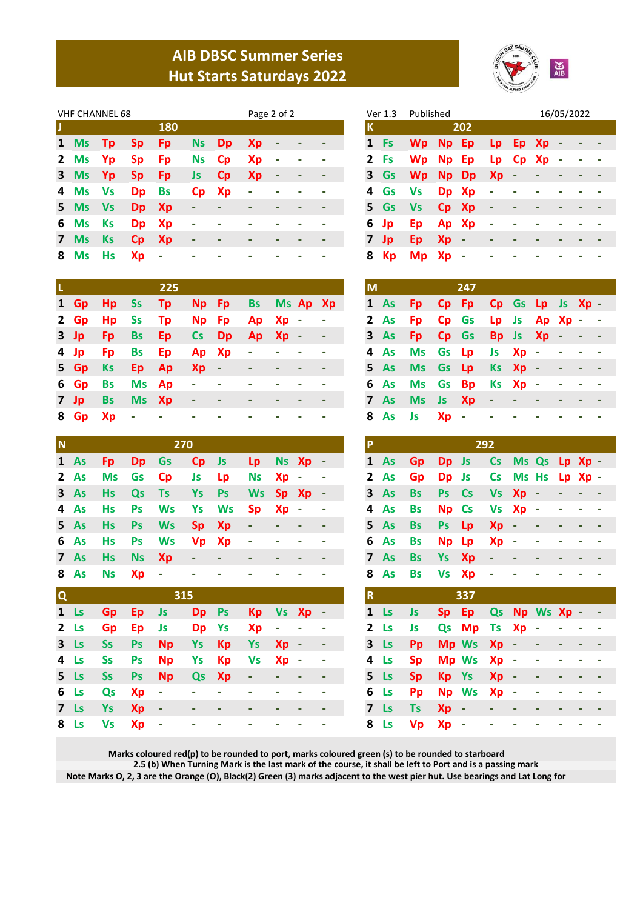# AIB DBSC Summer Series
# Hut Starts Saturdays 2022

VHF CHANNEL 68 | Ver 1.3 | Published 16/05/2022

**J — 180**

| | | | | | | | | | | |
|---|---|---|---|---|---|---|---|---|---|---|
| 1 | Ms | Tp | Sp | Fp | Ns | Dp | Xp | - | - | - |
| 2 | Ms | Yp | Sp | Fp | Ns | Cp | Xp | - | - | - |
| 3 | Ms | Yp | Sp | Fp | Js | Cp | Xp | - | - | - |
| 4 | Ms | Vs | Dp | Bs | Cp | Xp | - | - | - | - |
| 5 | Ms | Vs | Dp | Xp | - | - | - | - | - | - |
| 6 | Ms | Ks | Dp | Xp | - | - | - | - | - | - |
| 7 | Ms | Ks | Cp | Xp | - | - | - | - | - | - |
| 8 | Ms | Hs | Xp | - | - | - | - | - | - | - |

**K — 202**

| | | | | | | | | | | |
|---|---|---|---|---|---|---|---|---|---|---|
| 1 | Fs | Wp | Np | Ep | Lp | Ep | Xp | - | - | - |
| 2 | Fs | Wp | Np | Ep | Lp | Cp | Xp | - | - | - |
| 3 | Gs | Wp | Np | Dp | Xp | - | - | - | - | - |
| 4 | Gs | Vs | Dp | Xp | - | - | - | - | - | - |
| 5 | Gs | Vs | Cp | Xp | - | - | - | - | - | - |
| 6 | Jp | Ep | Ap | Xp | - | - | - | - | - | - |
| 7 | Jp | Ep | Xp | - | - | - | - | - | - | - |
| 8 | Kp | Mp | Xp | - | - | - | - | - | - | - |

**L — 225**

| | | | | | | | | | | |
|---|---|---|---|---|---|---|---|---|---|---|
| 1 | Gp | Hp | Ss | Tp | Np | Fp | Bs | Ms | Ap | Xp |
| 2 | Gp | Hp | Ss | Tp | Np | Fp | Ap | Xp | - | - |
| 3 | Jp | Fp | Bs | Ep | Cs | Dp | Ap | Xp | - | - |
| 4 | Jp | Fp | Bs | Ep | Ap | Xp | - | - | - | - |
| 5 | Gp | Ks | Ep | Ap | Xp | - | - | - | - | - |
| 6 | Gp | Bs | Ms | Ap | - | - | - | - | - | - |
| 7 | Jp | Bs | Ms | Xp | - | - | - | - | - | - |
| 8 | Gp | Xp | - | - | - | - | - | - | - | - |

**M — 247**

| | | | | | | | | | | |
|---|---|---|---|---|---|---|---|---|---|---|
| 1 | As | Fp | Cp | Fp | Cp | Gs | Lp | Js | Xp | - |
| 2 | As | Fp | Cp | Gs | Lp | Js | Ap | Xp | - | - |
| 3 | As | Fp | Cp | Gs | Bp | Js | Xp | - | - | - |
| 4 | As | Ms | Gs | Lp | Js | Xp | - | - | - | - |
| 5 | As | Ms | Gs | Lp | Ks | Xp | - | - | - | - |
| 6 | As | Ms | Gs | Bp | Ks | Xp | - | - | - | - |
| 7 | As | Ms | Js | Xp | - | - | - | - | - | - |
| 8 | As | Js | Xp | - | - | - | - | - | - | - |

**N — 270**

| | | | | | | | | | | |
|---|---|---|---|---|---|---|---|---|---|---|
| 1 | As | Fp | Dp | Gs | Cp | Js | Lp | Ns | Xp | - |
| 2 | As | Ms | Gs | Cp | Js | Lp | Ns | Xp | - | - |
| 3 | As | Hs | Qs | Ts | Ys | Ps | Ws | Sp | Xp | - |
| 4 | As | Hs | Ps | Ws | Ys | Ws | Sp | Xp | - | - |
| 5 | As | Hs | Ps | Ws | Sp | Xp | - | - | - | - |
| 6 | As | Hs | Ps | Ws | Vp | Xp | - | - | - | - |
| 7 | As | Hs | Ns | Xp | - | - | - | - | - | - |
| 8 | As | Ns | Xp | - | - | - | - | - | - | - |

**P — 292**

| | | | | | | | | | | |
|---|---|---|---|---|---|---|---|---|---|---|
| 1 | As | Gp | Dp | Js | Cs | Ms | Qs | Lp | Xp | - |
| 2 | As | Gp | Dp | Js | Cs | Ms | Hs | Lp | Xp | - |
| 3 | As | Bs | Ps | Cs | Vs | Xp | - | - | - | - |
| 4 | As | Bs | Np | Cs | Vs | Xp | - | - | - | - |
| 5 | As | Bs | Ps | Lp | Xp | - | - | - | - | - |
| 6 | As | Bs | Np | Lp | Xp | - | - | - | - | - |
| 7 | As | Bs | Ys | Xp | - | - | - | - | - | - |
| 8 | As | Bs | Vs | Xp | - | - | - | - | - | - |

**Q — 315**

| | | | | | | | | | | |
|---|---|---|---|---|---|---|---|---|---|---|
| 1 | Ls | Gp | Ep | Js | Dp | Ps | Kp | Vs | Xp | - |
| 2 | Ls | Gp | Ep | Js | Dp | Ys | Xp | - | - | - |
| 3 | Ls | Ss | Ps | Np | Ys | Kp | Ys | Xp | - | - |
| 4 | Ls | Ss | Ps | Np | Ys | Kp | Vs | Xp | - | - |
| 5 | Ls | Ss | Ps | Np | Qs | Xp | - | - | - | - |
| 6 | Ls | Qs | Xp | - | - | - | - | - | - | - |
| 7 | Ls | Ys | Xp | - | - | - | - | - | - | - |
| 8 | Ls | Vs | Xp | - | - | - | - | - | - | - |

**R — 337**

| | | | | | | | | | | |
|---|---|---|---|---|---|---|---|---|---|---|
| 1 | Ls | Js | Sp | Ep | Qs | Np | Ws | Xp | - | - |
| 2 | Ls | Js | Qs | Mp | Ts | Xp | - | - | - | - |
| 3 | Ls | Pp | Mp | Ws | Xp | - | - | - | - | - |
| 4 | Ls | Sp | Mp | Ws | Xp | - | - | - | - | - |
| 5 | Ls | Sp | Kp | Ys | Xp | - | - | - | - | - |
| 6 | Ls | Pp | Np | Ws | Xp | - | - | - | - | - |
| 7 | Ls | Ts | Xp | - | - | - | - | - | - | - |
| 8 | Ls | Vp | Xp | - | - | - | - | - | - | - |

**Marks coloured red(p) to be rounded to port, marks coloured green (s) to be rounded to starboard**

**2.5 (b) When Turning Mark is the last mark of the course, it shall be left to Port and is a passing mark**

**Note Marks O, 2, 3 are the Orange (O), Black(2) Green (3) marks adjacent to the west pier hut. Use bearings and Lat Long for**